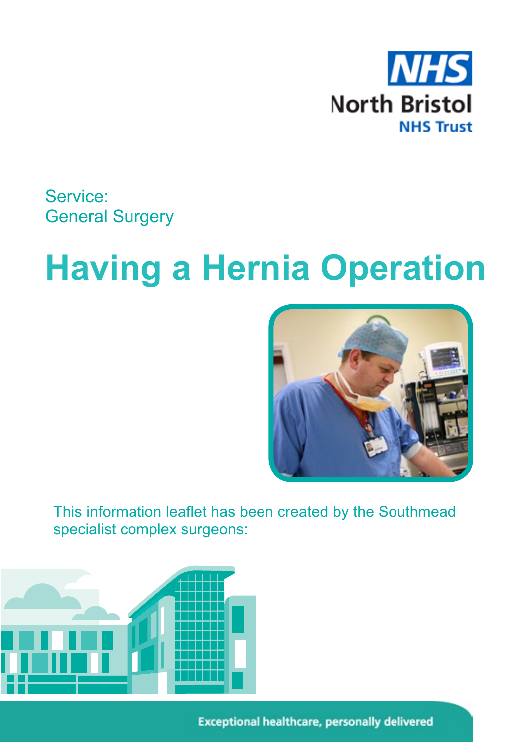NHS

North Bristol

NHS Trust

Service:
General Surgery

# Having a Hernia Operation

This information leaflet has been created by the Southmead specialist complex surgeons:

Exceptional healthcare, personally delivered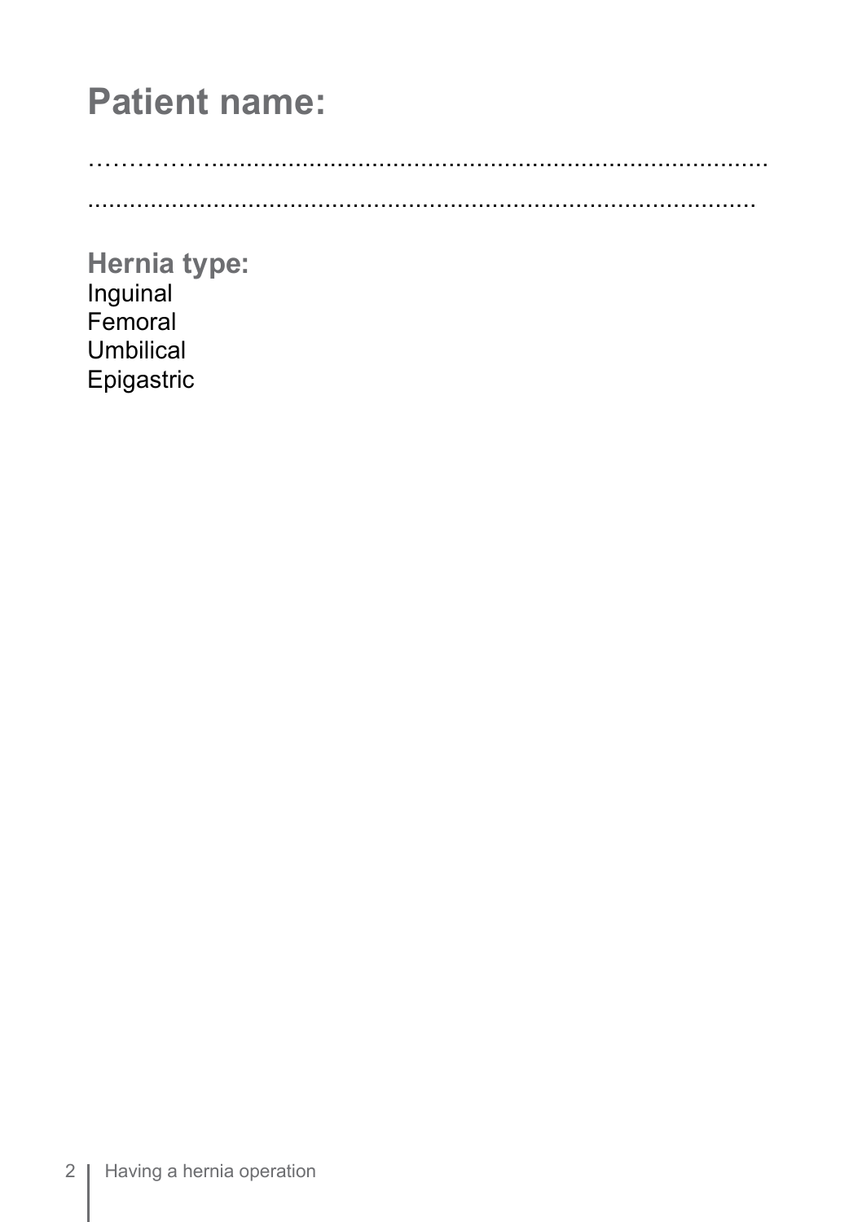# Patient name:

……………...............................................................................

.................................................................................................

**Hernia type:**
Inguinal
Femoral
Umbilical
Epigastric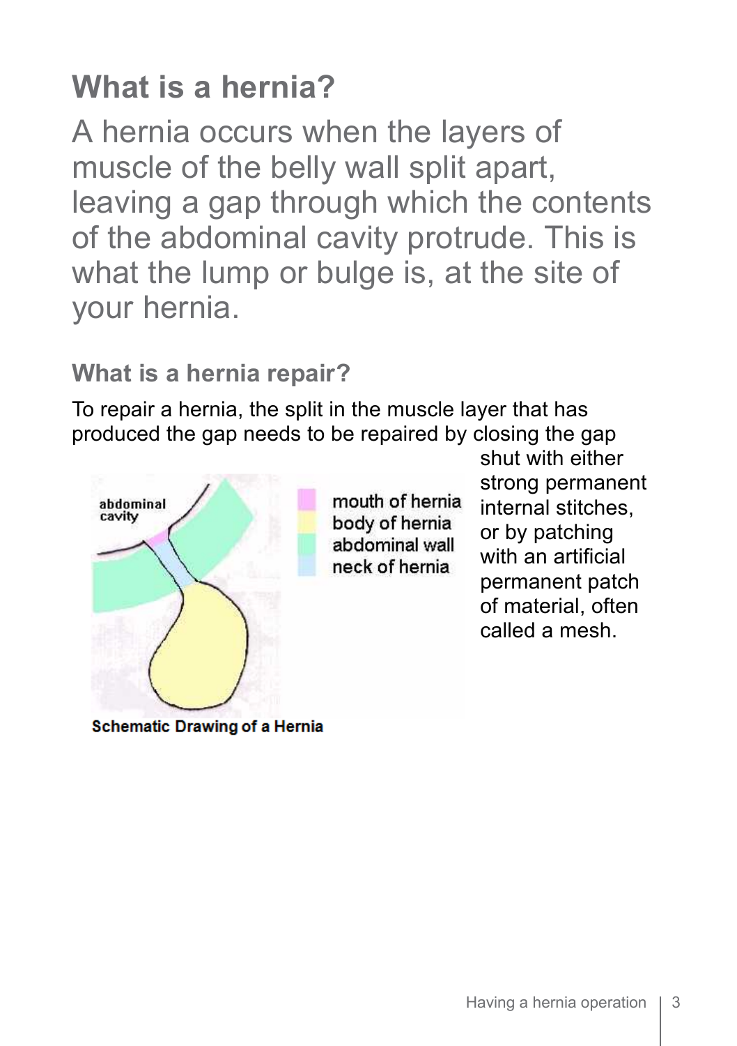# What is a hernia?

A hernia occurs when the layers of muscle of the belly wall split apart, leaving a gap through which the contents of the abdominal cavity protrude. This is what the lump or bulge is, at the site of your hernia.

## What is a hernia repair?

To repair a hernia, the split in the muscle layer that has produced the gap needs to be repaired by closing the gap shut with either strong permanent internal stitches, or by patching with an artificial permanent patch of material, often called a mesh.

abdominal cavity

mouth of hernia
body of hernia
abdominal wall
neck of hernia

**Schematic Drawing of a Hernia**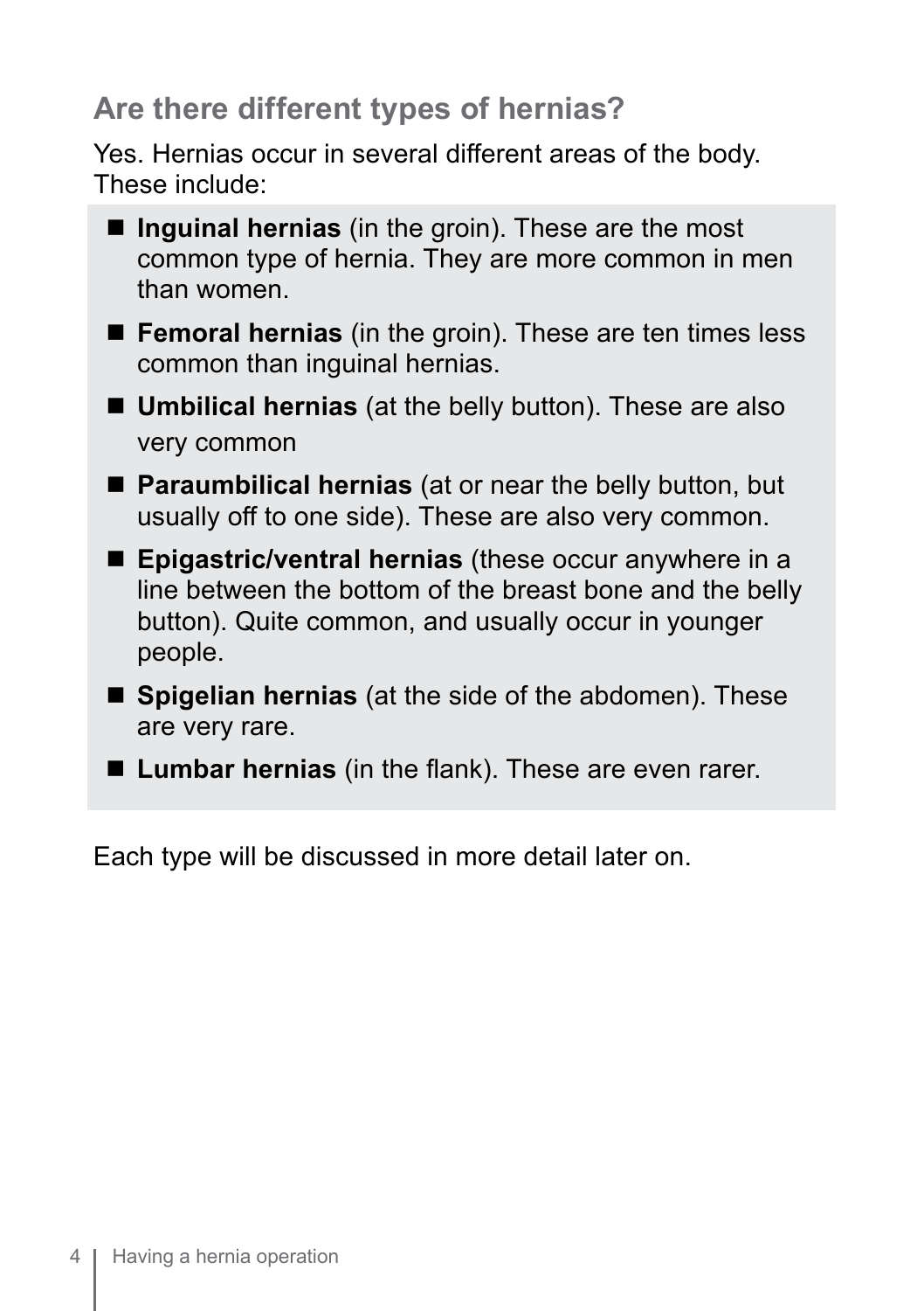## Are there different types of hernias?

Yes. Hernias occur in several different areas of the body. These include:

- **Inguinal hernias** (in the groin). These are the most common type of hernia. They are more common in men than women.
- **Femoral hernias** (in the groin). These are ten times less common than inguinal hernias.
- **Umbilical hernias** (at the belly button). These are also very common
- **Paraumbilical hernias** (at or near the belly button, but usually off to one side). These are also very common.
- **Epigastric/ventral hernias** (these occur anywhere in a line between the bottom of the breast bone and the belly button). Quite common, and usually occur in younger people.
- **Spigelian hernias** (at the side of the abdomen). These are very rare.
- **Lumbar hernias** (in the flank). These are even rarer.

Each type will be discussed in more detail later on.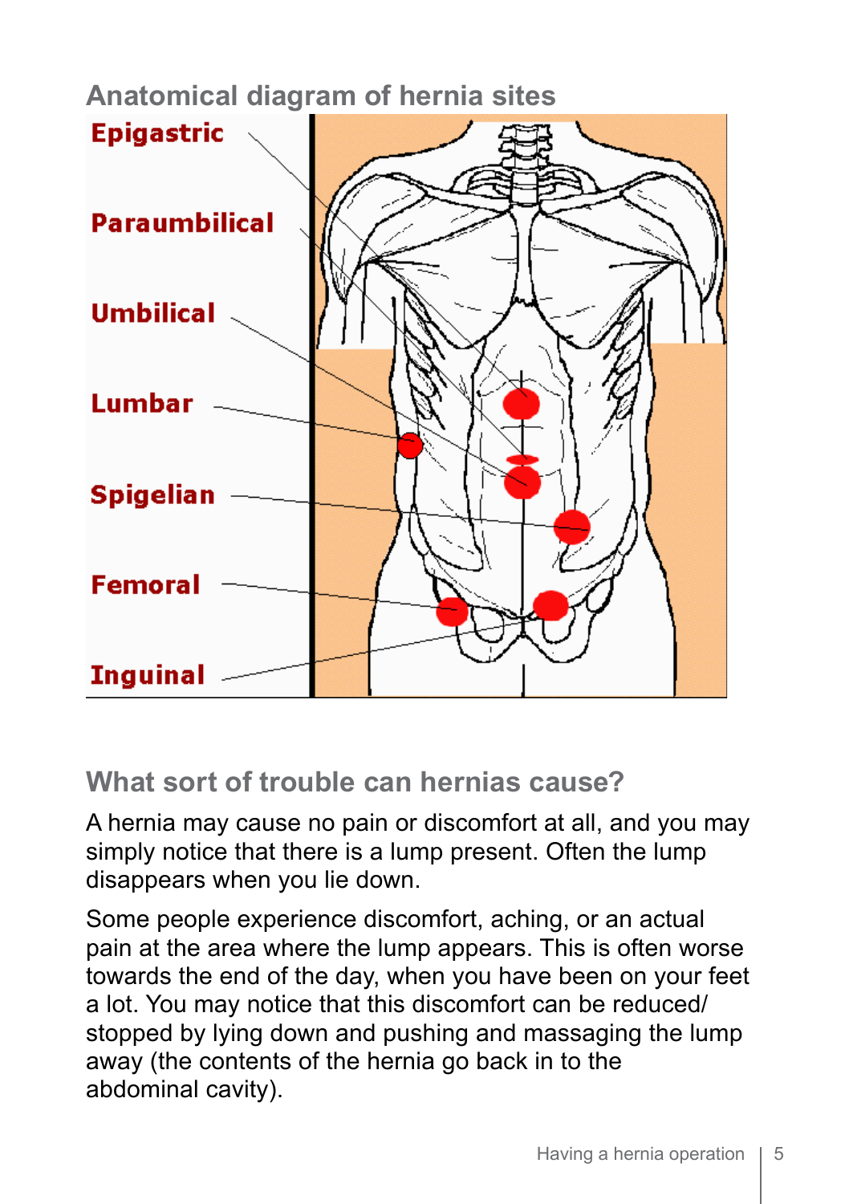## Anatomical diagram of hernia sites

Epigastric

Paraumbilical

Umbilical

Lumbar

Spigelian

Femoral

Inguinal

## What sort of trouble can hernias cause?

A hernia may cause no pain or discomfort at all, and you may simply notice that there is a lump present. Often the lump disappears when you lie down.

Some people experience discomfort, aching, or an actual pain at the area where the lump appears. This is often worse towards the end of the day, when you have been on your feet a lot. You may notice that this discomfort can be reduced/stopped by lying down and pushing and massaging the lump away (the contents of the hernia go back in to the abdominal cavity).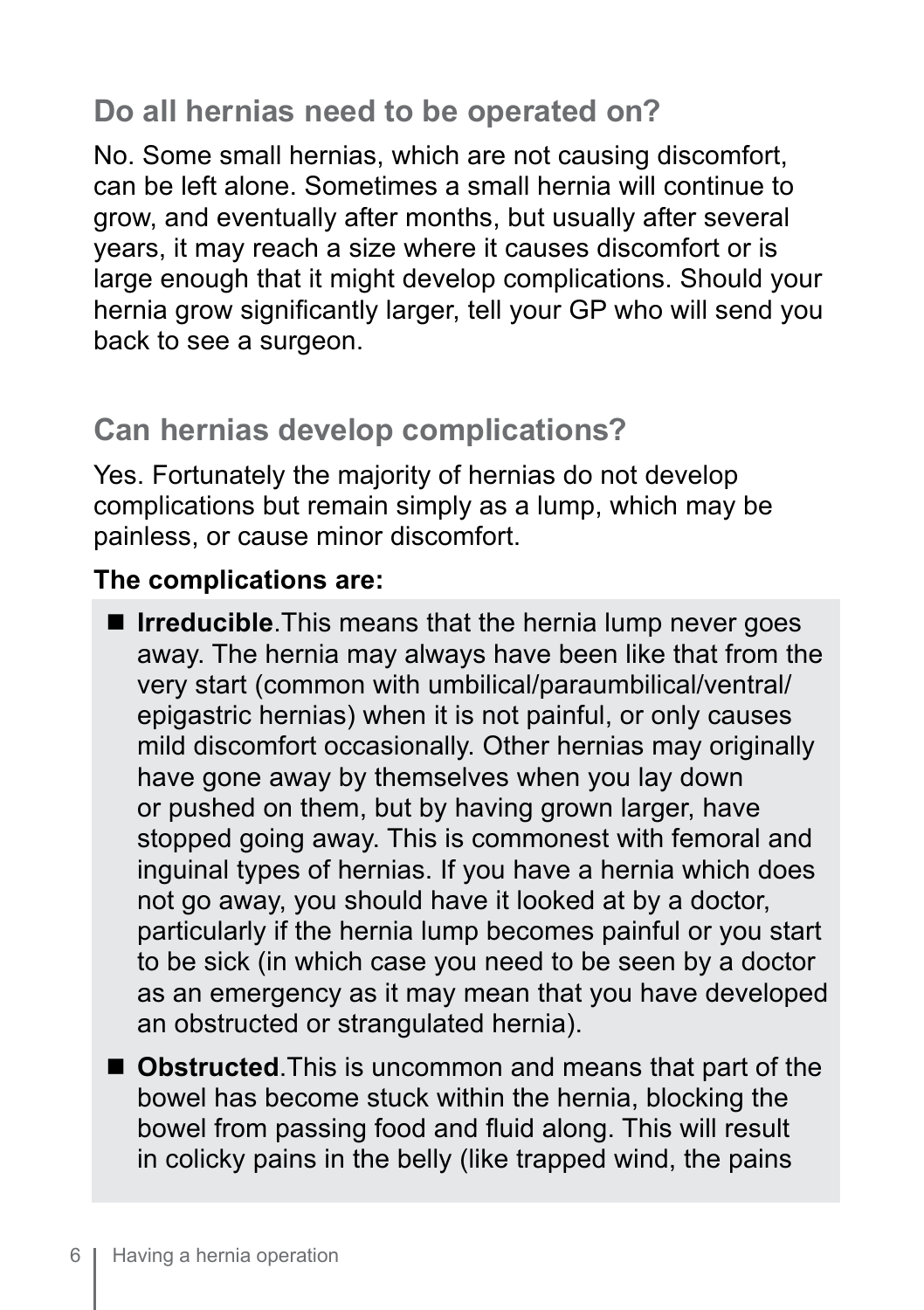## Do all hernias need to be operated on?

No. Some small hernias, which are not causing discomfort, can be left alone. Sometimes a small hernia will continue to grow, and eventually after months, but usually after several years, it may reach a size where it causes discomfort or is large enough that it might develop complications. Should your hernia grow significantly larger, tell your GP who will send you back to see a surgeon.

## Can hernias develop complications?

Yes. Fortunately the majority of hernias do not develop complications but remain simply as a lump, which may be painless, or cause minor discomfort.

**The complications are:**

- **Irreducible**.This means that the hernia lump never goes away. The hernia may always have been like that from the very start (common with umbilical/paraumbilical/ventral/epigastric hernias) when it is not painful, or only causes mild discomfort occasionally. Other hernias may originally have gone away by themselves when you lay down or pushed on them, but by having grown larger, have stopped going away. This is commonest with femoral and inguinal types of hernias. If you have a hernia which does not go away, you should have it looked at by a doctor, particularly if the hernia lump becomes painful or you start to be sick (in which case you need to be seen by a doctor as an emergency as it may mean that you have developed an obstructed or strangulated hernia).
- **Obstructed**.This is uncommon and means that part of the bowel has become stuck within the hernia, blocking the bowel from passing food and fluid along. This will result in colicky pains in the belly (like trapped wind, the pains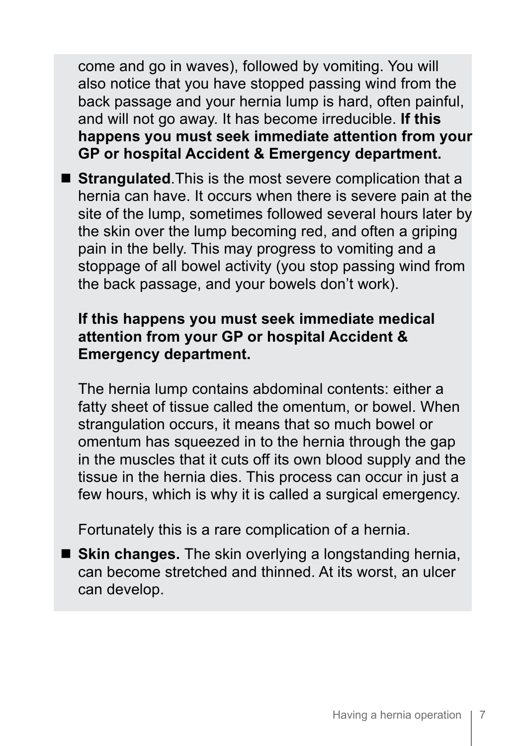come and go in waves), followed by vomiting. You will also notice that you have stopped passing wind from the back passage and your hernia lump is hard, often painful, and will not go away. It has become irreducible. **If this happens you must seek immediate attention from your GP or hospital Accident & Emergency department.**

- **Strangulated**.This is the most severe complication that a hernia can have. It occurs when there is severe pain at the site of the lump, sometimes followed several hours later by the skin over the lump becoming red, and often a griping pain in the belly. This may progress to vomiting and a stoppage of all bowel activity (you stop passing wind from the back passage, and your bowels don't work).

  **If this happens you must seek immediate medical attention from your GP or hospital Accident & Emergency department.**

  The hernia lump contains abdominal contents: either a fatty sheet of tissue called the omentum, or bowel. When strangulation occurs, it means that so much bowel or omentum has squeezed in to the hernia through the gap in the muscles that it cuts off its own blood supply and the tissue in the hernia dies. This process can occur in just a few hours, which is why it is called a surgical emergency.

  Fortunately this is a rare complication of a hernia.

- **Skin changes.** The skin overlying a longstanding hernia, can become stretched and thinned. At its worst, an ulcer can develop.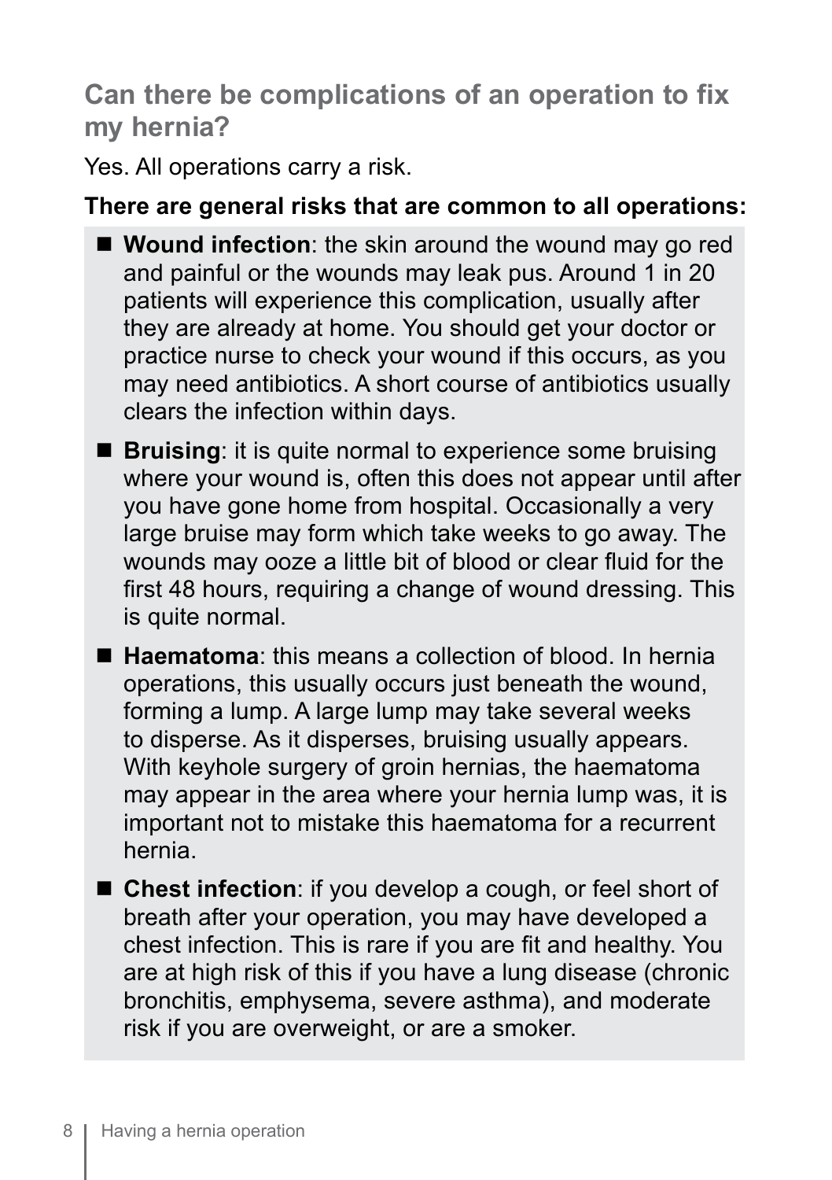## Can there be complications of an operation to fix my hernia?

Yes. All operations carry a risk.

**There are general risks that are common to all operations:**

- **Wound infection**: the skin around the wound may go red and painful or the wounds may leak pus. Around 1 in 20 patients will experience this complication, usually after they are already at home. You should get your doctor or practice nurse to check your wound if this occurs, as you may need antibiotics. A short course of antibiotics usually clears the infection within days.
- **Bruising**: it is quite normal to experience some bruising where your wound is, often this does not appear until after you have gone home from hospital. Occasionally a very large bruise may form which take weeks to go away. The wounds may ooze a little bit of blood or clear fluid for the first 48 hours, requiring a change of wound dressing. This is quite normal.
- **Haematoma**: this means a collection of blood. In hernia operations, this usually occurs just beneath the wound, forming a lump. A large lump may take several weeks to disperse. As it disperses, bruising usually appears. With keyhole surgery of groin hernias, the haematoma may appear in the area where your hernia lump was, it is important not to mistake this haematoma for a recurrent hernia.
- **Chest infection**: if you develop a cough, or feel short of breath after your operation, you may have developed a chest infection. This is rare if you are fit and healthy. You are at high risk of this if you have a lung disease (chronic bronchitis, emphysema, severe asthma), and moderate risk if you are overweight, or are a smoker.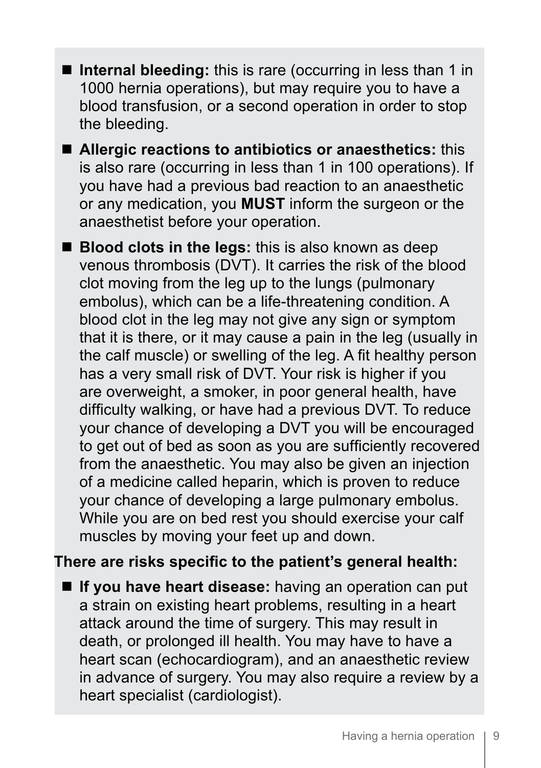- **Internal bleeding:** this is rare (occurring in less than 1 in 1000 hernia operations), but may require you to have a blood transfusion, or a second operation in order to stop the bleeding.
- **Allergic reactions to antibiotics or anaesthetics:** this is also rare (occurring in less than 1 in 100 operations). If you have had a previous bad reaction to an anaesthetic or any medication, you **MUST** inform the surgeon or the anaesthetist before your operation.
- **Blood clots in the legs:** this is also known as deep venous thrombosis (DVT). It carries the risk of the blood clot moving from the leg up to the lungs (pulmonary embolus), which can be a life-threatening condition. A blood clot in the leg may not give any sign or symptom that it is there, or it may cause a pain in the leg (usually in the calf muscle) or swelling of the leg. A fit healthy person has a very small risk of DVT. Your risk is higher if you are overweight, a smoker, in poor general health, have difficulty walking, or have had a previous DVT. To reduce your chance of developing a DVT you will be encouraged to get out of bed as soon as you are sufficiently recovered from the anaesthetic. You may also be given an injection of a medicine called heparin, which is proven to reduce your chance of developing a large pulmonary embolus. While you are on bed rest you should exercise your calf muscles by moving your feet up and down.

**There are risks specific to the patient's general health:**

- **If you have heart disease:** having an operation can put a strain on existing heart problems, resulting in a heart attack around the time of surgery. This may result in death, or prolonged ill health. You may have to have a heart scan (echocardiogram), and an anaesthetic review in advance of surgery. You may also require a review by a heart specialist (cardiologist).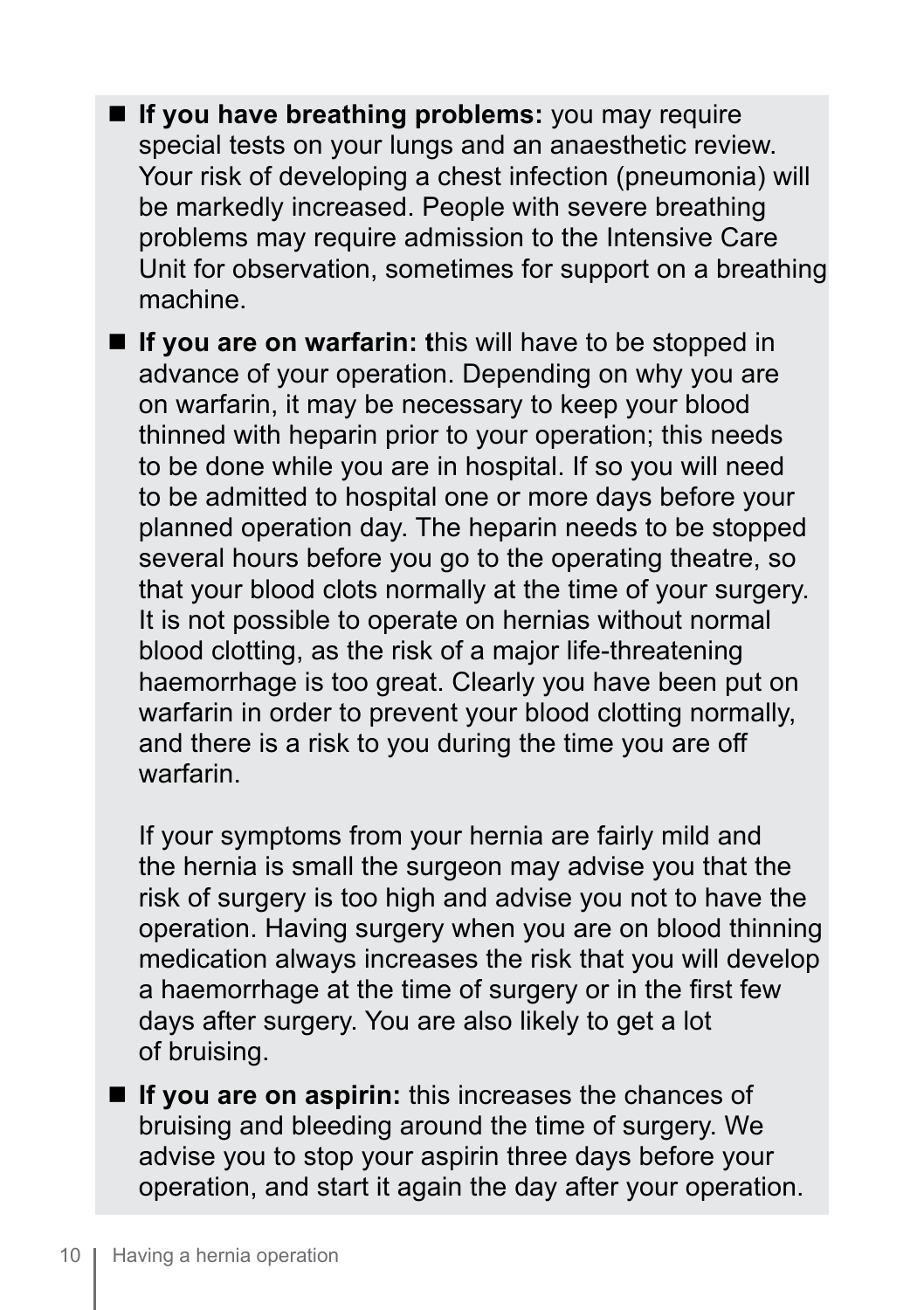- **If you have breathing problems:** you may require special tests on your lungs and an anaesthetic review. Your risk of developing a chest infection (pneumonia) will be markedly increased. People with severe breathing problems may require admission to the Intensive Care Unit for observation, sometimes for support on a breathing machine.

- **If you are on warfarin: t**his will have to be stopped in advance of your operation. Depending on why you are on warfarin, it may be necessary to keep your blood thinned with heparin prior to your operation; this needs to be done while you are in hospital. If so you will need to be admitted to hospital one or more days before your planned operation day. The heparin needs to be stopped several hours before you go to the operating theatre, so that your blood clots normally at the time of your surgery. It is not possible to operate on hernias without normal blood clotting, as the risk of a major life-threatening haemorrhage is too great. Clearly you have been put on warfarin in order to prevent your blood clotting normally, and there is a risk to you during the time you are off warfarin.

  If your symptoms from your hernia are fairly mild and the hernia is small the surgeon may advise you that the risk of surgery is too high and advise you not to have the operation. Having surgery when you are on blood thinning medication always increases the risk that you will develop a haemorrhage at the time of surgery or in the first few days after surgery. You are also likely to get a lot of bruising.

- **If you are on aspirin:** this increases the chances of bruising and bleeding around the time of surgery. We advise you to stop your aspirin three days before your operation, and start it again the day after your operation.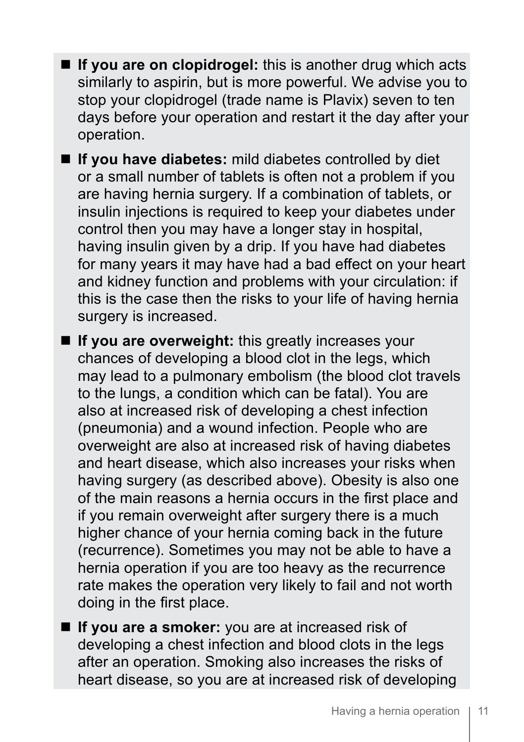- **If you are on clopidrogel:** this is another drug which acts similarly to aspirin, but is more powerful. We advise you to stop your clopidrogel (trade name is Plavix) seven to ten days before your operation and restart it the day after your operation.
- **If you have diabetes:** mild diabetes controlled by diet or a small number of tablets is often not a problem if you are having hernia surgery. If a combination of tablets, or insulin injections is required to keep your diabetes under control then you may have a longer stay in hospital, having insulin given by a drip. If you have had diabetes for many years it may have had a bad effect on your heart and kidney function and problems with your circulation: if this is the case then the risks to your life of having hernia surgery is increased.
- **If you are overweight:** this greatly increases your chances of developing a blood clot in the legs, which may lead to a pulmonary embolism (the blood clot travels to the lungs, a condition which can be fatal). You are also at increased risk of developing a chest infection (pneumonia) and a wound infection. People who are overweight are also at increased risk of having diabetes and heart disease, which also increases your risks when having surgery (as described above). Obesity is also one of the main reasons a hernia occurs in the first place and if you remain overweight after surgery there is a much higher chance of your hernia coming back in the future (recurrence). Sometimes you may not be able to have a hernia operation if you are too heavy as the recurrence rate makes the operation very likely to fail and not worth doing in the first place.
- **If you are a smoker:** you are at increased risk of developing a chest infection and blood clots in the legs after an operation. Smoking also increases the risks of heart disease, so you are at increased risk of developing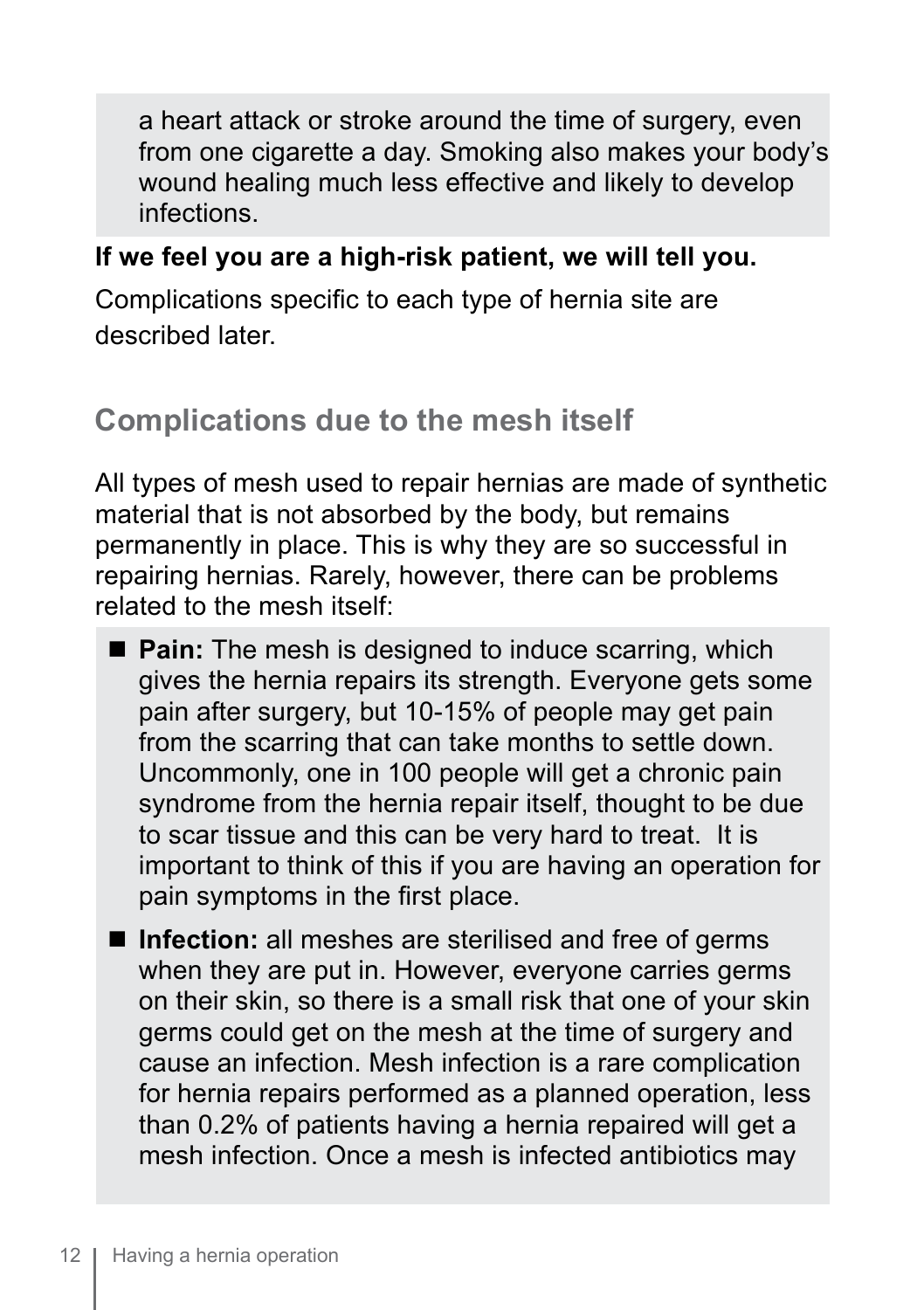a heart attack or stroke around the time of surgery, even from one cigarette a day. Smoking also makes your body's wound healing much less effective and likely to develop infections.

**If we feel you are a high-risk patient, we will tell you.**

Complications specific to each type of hernia site are described later.

## Complications due to the mesh itself

All types of mesh used to repair hernias are made of synthetic material that is not absorbed by the body, but remains permanently in place. This is why they are so successful in repairing hernias. Rarely, however, there can be problems related to the mesh itself:

- **Pain:** The mesh is designed to induce scarring, which gives the hernia repairs its strength. Everyone gets some pain after surgery, but 10-15% of people may get pain from the scarring that can take months to settle down. Uncommonly, one in 100 people will get a chronic pain syndrome from the hernia repair itself, thought to be due to scar tissue and this can be very hard to treat. It is important to think of this if you are having an operation for pain symptoms in the first place.
- **Infection:** all meshes are sterilised and free of germs when they are put in. However, everyone carries germs on their skin, so there is a small risk that one of your skin germs could get on the mesh at the time of surgery and cause an infection. Mesh infection is a rare complication for hernia repairs performed as a planned operation, less than 0.2% of patients having a hernia repaired will get a mesh infection. Once a mesh is infected antibiotics may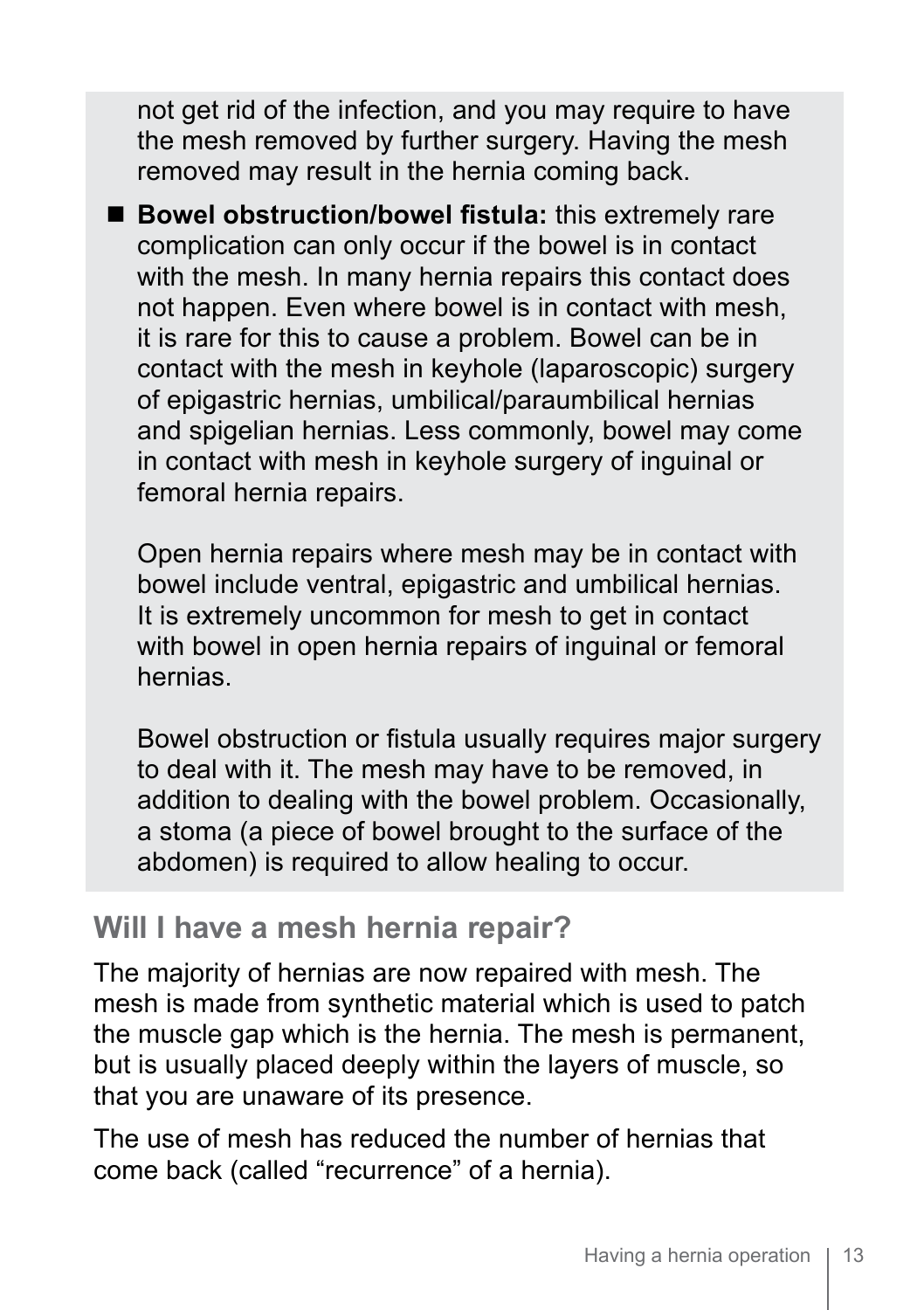not get rid of the infection, and you may require to have the mesh removed by further surgery. Having the mesh removed may result in the hernia coming back.

- **Bowel obstruction/bowel fistula:** this extremely rare complication can only occur if the bowel is in contact with the mesh. In many hernia repairs this contact does not happen. Even where bowel is in contact with mesh, it is rare for this to cause a problem. Bowel can be in contact with the mesh in keyhole (laparoscopic) surgery of epigastric hernias, umbilical/paraumbilical hernias and spigelian hernias. Less commonly, bowel may come in contact with mesh in keyhole surgery of inguinal or femoral hernia repairs.

  Open hernia repairs where mesh may be in contact with bowel include ventral, epigastric and umbilical hernias. It is extremely uncommon for mesh to get in contact with bowel in open hernia repairs of inguinal or femoral hernias.

  Bowel obstruction or fistula usually requires major surgery to deal with it. The mesh may have to be removed, in addition to dealing with the bowel problem. Occasionally, a stoma (a piece of bowel brought to the surface of the abdomen) is required to allow healing to occur.

## Will I have a mesh hernia repair?

The majority of hernias are now repaired with mesh. The mesh is made from synthetic material which is used to patch the muscle gap which is the hernia. The mesh is permanent, but is usually placed deeply within the layers of muscle, so that you are unaware of its presence.

The use of mesh has reduced the number of hernias that come back (called "recurrence" of a hernia).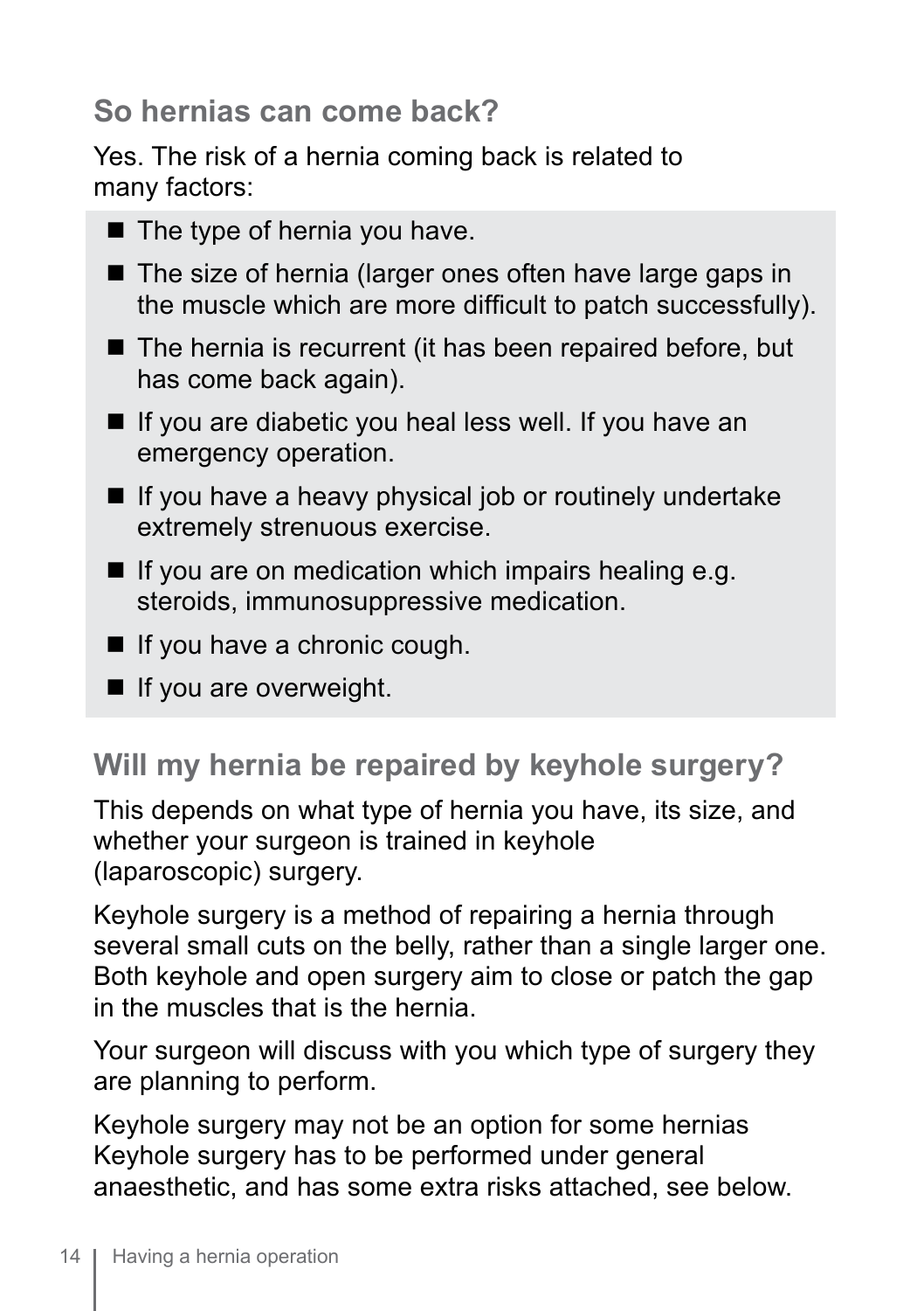## So hernias can come back?

Yes. The risk of a hernia coming back is related to many factors:

- The type of hernia you have.
- The size of hernia (larger ones often have large gaps in the muscle which are more difficult to patch successfully).
- The hernia is recurrent (it has been repaired before, but has come back again).
- If you are diabetic you heal less well. If you have an emergency operation.
- If you have a heavy physical job or routinely undertake extremely strenuous exercise.
- If you are on medication which impairs healing e.g. steroids, immunosuppressive medication.
- If you have a chronic cough.
- If you are overweight.

## Will my hernia be repaired by keyhole surgery?

This depends on what type of hernia you have, its size, and whether your surgeon is trained in keyhole (laparoscopic) surgery.

Keyhole surgery is a method of repairing a hernia through several small cuts on the belly, rather than a single larger one. Both keyhole and open surgery aim to close or patch the gap in the muscles that is the hernia.

Your surgeon will discuss with you which type of surgery they are planning to perform.

Keyhole surgery may not be an option for some hernias Keyhole surgery has to be performed under general anaesthetic, and has some extra risks attached, see below.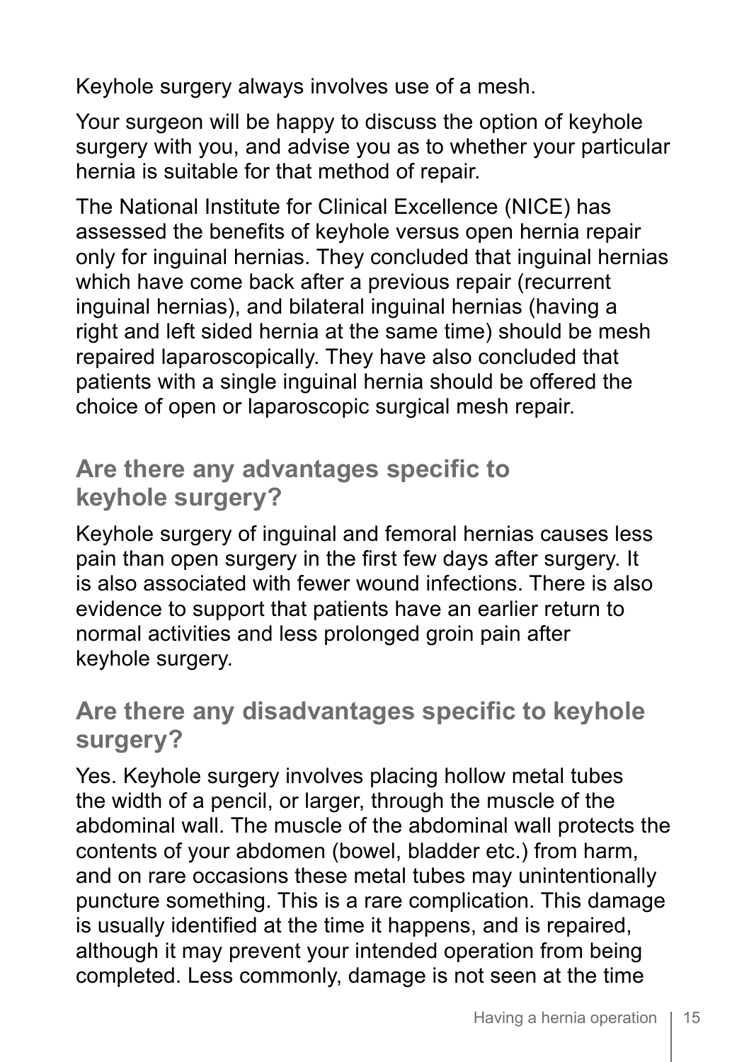Keyhole surgery always involves use of a mesh.

Your surgeon will be happy to discuss the option of keyhole surgery with you, and advise you as to whether your particular hernia is suitable for that method of repair.

The National Institute for Clinical Excellence (NICE) has assessed the benefits of keyhole versus open hernia repair only for inguinal hernias. They concluded that inguinal hernias which have come back after a previous repair (recurrent inguinal hernias), and bilateral inguinal hernias (having a right and left sided hernia at the same time) should be mesh repaired laparoscopically. They have also concluded that patients with a single inguinal hernia should be offered the choice of open or laparoscopic surgical mesh repair.

## Are there any advantages specific to keyhole surgery?

Keyhole surgery of inguinal and femoral hernias causes less pain than open surgery in the first few days after surgery. It is also associated with fewer wound infections. There is also evidence to support that patients have an earlier return to normal activities and less prolonged groin pain after keyhole surgery.

## Are there any disadvantages specific to keyhole surgery?

Yes. Keyhole surgery involves placing hollow metal tubes the width of a pencil, or larger, through the muscle of the abdominal wall. The muscle of the abdominal wall protects the contents of your abdomen (bowel, bladder etc.) from harm, and on rare occasions these metal tubes may unintentionally puncture something. This is a rare complication. This damage is usually identified at the time it happens, and is repaired, although it may prevent your intended operation from being completed. Less commonly, damage is not seen at the time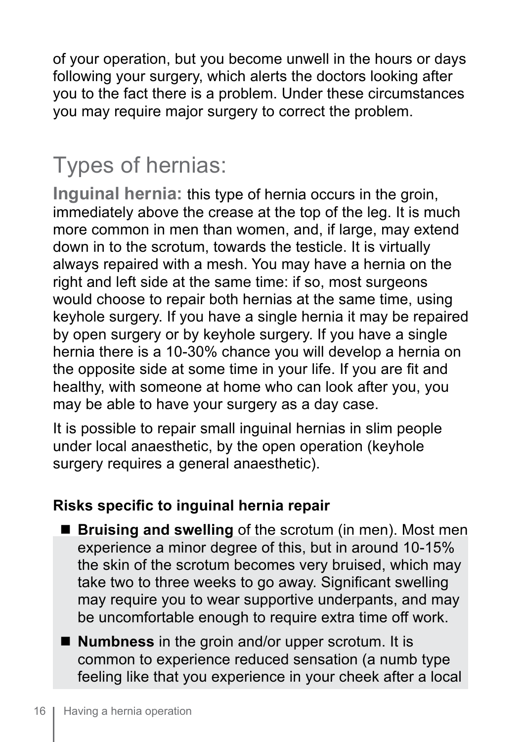of your operation, but you become unwell in the hours or days following your surgery, which alerts the doctors looking after you to the fact there is a problem. Under these circumstances you may require major surgery to correct the problem.

## Types of hernias:

**Inguinal hernia:** this type of hernia occurs in the groin, immediately above the crease at the top of the leg. It is much more common in men than women, and, if large, may extend down in to the scrotum, towards the testicle. It is virtually always repaired with a mesh. You may have a hernia on the right and left side at the same time: if so, most surgeons would choose to repair both hernias at the same time, using keyhole surgery. If you have a single hernia it may be repaired by open surgery or by keyhole surgery. If you have a single hernia there is a 10-30% chance you will develop a hernia on the opposite side at some time in your life. If you are fit and healthy, with someone at home who can look after you, you may be able to have your surgery as a day case.

It is possible to repair small inguinal hernias in slim people under local anaesthetic, by the open operation (keyhole surgery requires a general anaesthetic).

**Risks specific to inguinal hernia repair**

- **Bruising and swelling** of the scrotum (in men). Most men experience a minor degree of this, but in around 10-15% the skin of the scrotum becomes very bruised, which may take two to three weeks to go away. Significant swelling may require you to wear supportive underpants, and may be uncomfortable enough to require extra time off work.
- **Numbness** in the groin and/or upper scrotum. It is common to experience reduced sensation (a numb type feeling like that you experience in your cheek after a local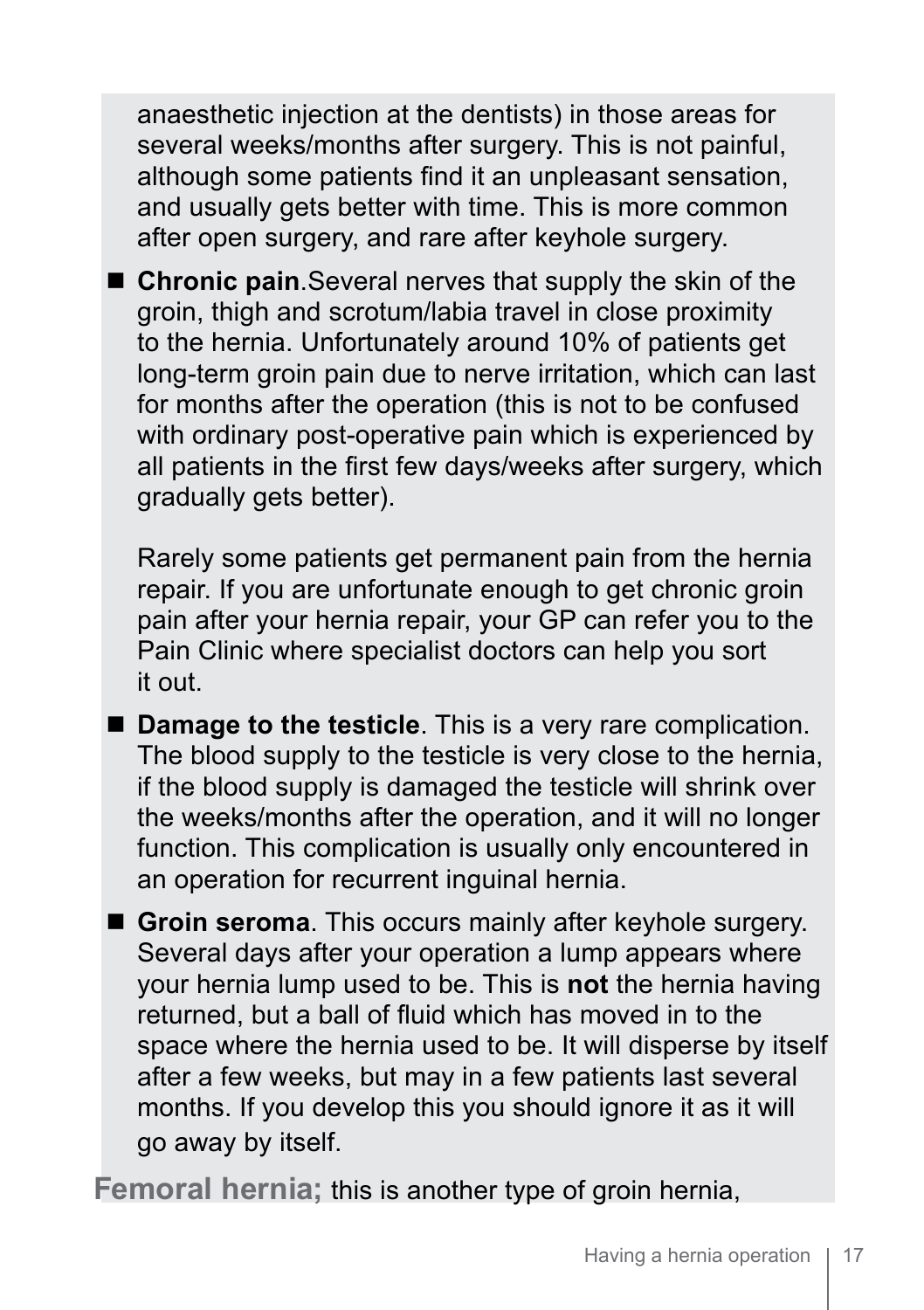anaesthetic injection at the dentists) in those areas for several weeks/months after surgery. This is not painful, although some patients find it an unpleasant sensation, and usually gets better with time. This is more common after open surgery, and rare after keyhole surgery.

- **Chronic pain**.Several nerves that supply the skin of the groin, thigh and scrotum/labia travel in close proximity to the hernia. Unfortunately around 10% of patients get long-term groin pain due to nerve irritation, which can last for months after the operation (this is not to be confused with ordinary post-operative pain which is experienced by all patients in the first few days/weeks after surgery, which gradually gets better).

  Rarely some patients get permanent pain from the hernia repair. If you are unfortunate enough to get chronic groin pain after your hernia repair, your GP can refer you to the Pain Clinic where specialist doctors can help you sort it out.

- **Damage to the testicle**. This is a very rare complication. The blood supply to the testicle is very close to the hernia, if the blood supply is damaged the testicle will shrink over the weeks/months after the operation, and it will no longer function. This complication is usually only encountered in an operation for recurrent inguinal hernia.

- **Groin seroma**. This occurs mainly after keyhole surgery. Several days after your operation a lump appears where your hernia lump used to be. This is **not** the hernia having returned, but a ball of fluid which has moved in to the space where the hernia used to be. It will disperse by itself after a few weeks, but may in a few patients last several months. If you develop this you should ignore it as it will go away by itself.

**Femoral hernia;** this is another type of groin hernia,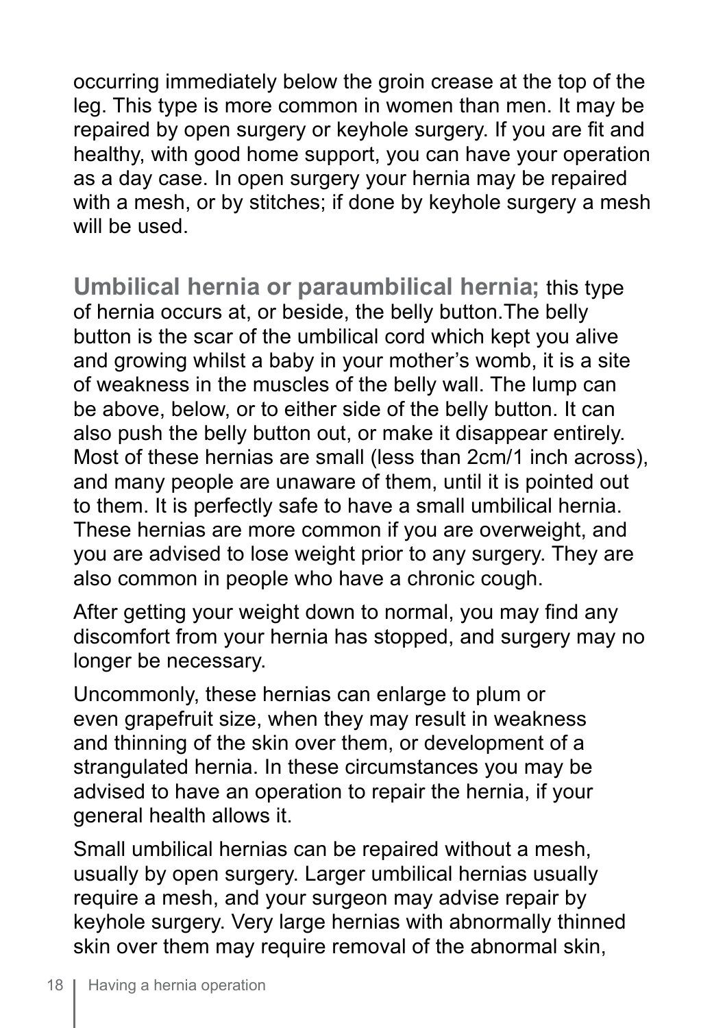occurring immediately below the groin crease at the top of the leg. This type is more common in women than men. It may be repaired by open surgery or keyhole surgery. If you are fit and healthy, with good home support, you can have your operation as a day case. In open surgery your hernia may be repaired with a mesh, or by stitches; if done by keyhole surgery a mesh will be used.

**Umbilical hernia or paraumbilical hernia;** this type of hernia occurs at, or beside, the belly button.The belly button is the scar of the umbilical cord which kept you alive and growing whilst a baby in your mother's womb, it is a site of weakness in the muscles of the belly wall. The lump can be above, below, or to either side of the belly button. It can also push the belly button out, or make it disappear entirely. Most of these hernias are small (less than 2cm/1 inch across), and many people are unaware of them, until it is pointed out to them. It is perfectly safe to have a small umbilical hernia. These hernias are more common if you are overweight, and you are advised to lose weight prior to any surgery. They are also common in people who have a chronic cough.

After getting your weight down to normal, you may find any discomfort from your hernia has stopped, and surgery may no longer be necessary.

Uncommonly, these hernias can enlarge to plum or even grapefruit size, when they may result in weakness and thinning of the skin over them, or development of a strangulated hernia. In these circumstances you may be advised to have an operation to repair the hernia, if your general health allows it.

Small umbilical hernias can be repaired without a mesh, usually by open surgery. Larger umbilical hernias usually require a mesh, and your surgeon may advise repair by keyhole surgery. Very large hernias with abnormally thinned skin over them may require removal of the abnormal skin,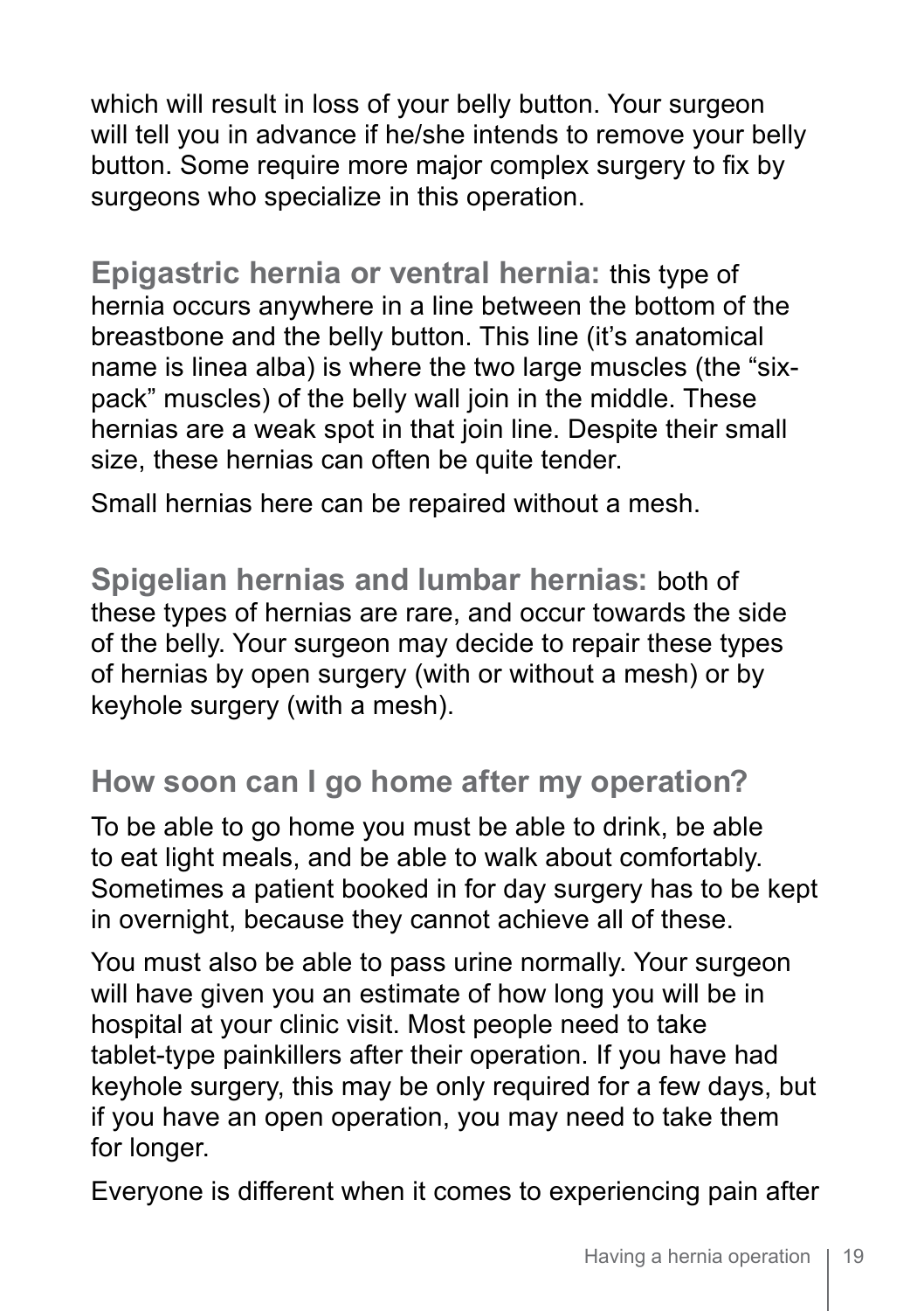which will result in loss of your belly button. Your surgeon will tell you in advance if he/she intends to remove your belly button. Some require more major complex surgery to fix by surgeons who specialize in this operation.

**Epigastric hernia or ventral hernia:** this type of hernia occurs anywhere in a line between the bottom of the breastbone and the belly button. This line (it's anatomical name is linea alba) is where the two large muscles (the "six-pack" muscles) of the belly wall join in the middle. These hernias are a weak spot in that join line. Despite their small size, these hernias can often be quite tender.

Small hernias here can be repaired without a mesh.

**Spigelian hernias and lumbar hernias:** both of these types of hernias are rare, and occur towards the side of the belly. Your surgeon may decide to repair these types of hernias by open surgery (with or without a mesh) or by keyhole surgery (with a mesh).

## How soon can I go home after my operation?

To be able to go home you must be able to drink, be able to eat light meals, and be able to walk about comfortably. Sometimes a patient booked in for day surgery has to be kept in overnight, because they cannot achieve all of these.

You must also be able to pass urine normally. Your surgeon will have given you an estimate of how long you will be in hospital at your clinic visit. Most people need to take tablet-type painkillers after their operation. If you have had keyhole surgery, this may be only required for a few days, but if you have an open operation, you may need to take them for longer.

Everyone is different when it comes to experiencing pain after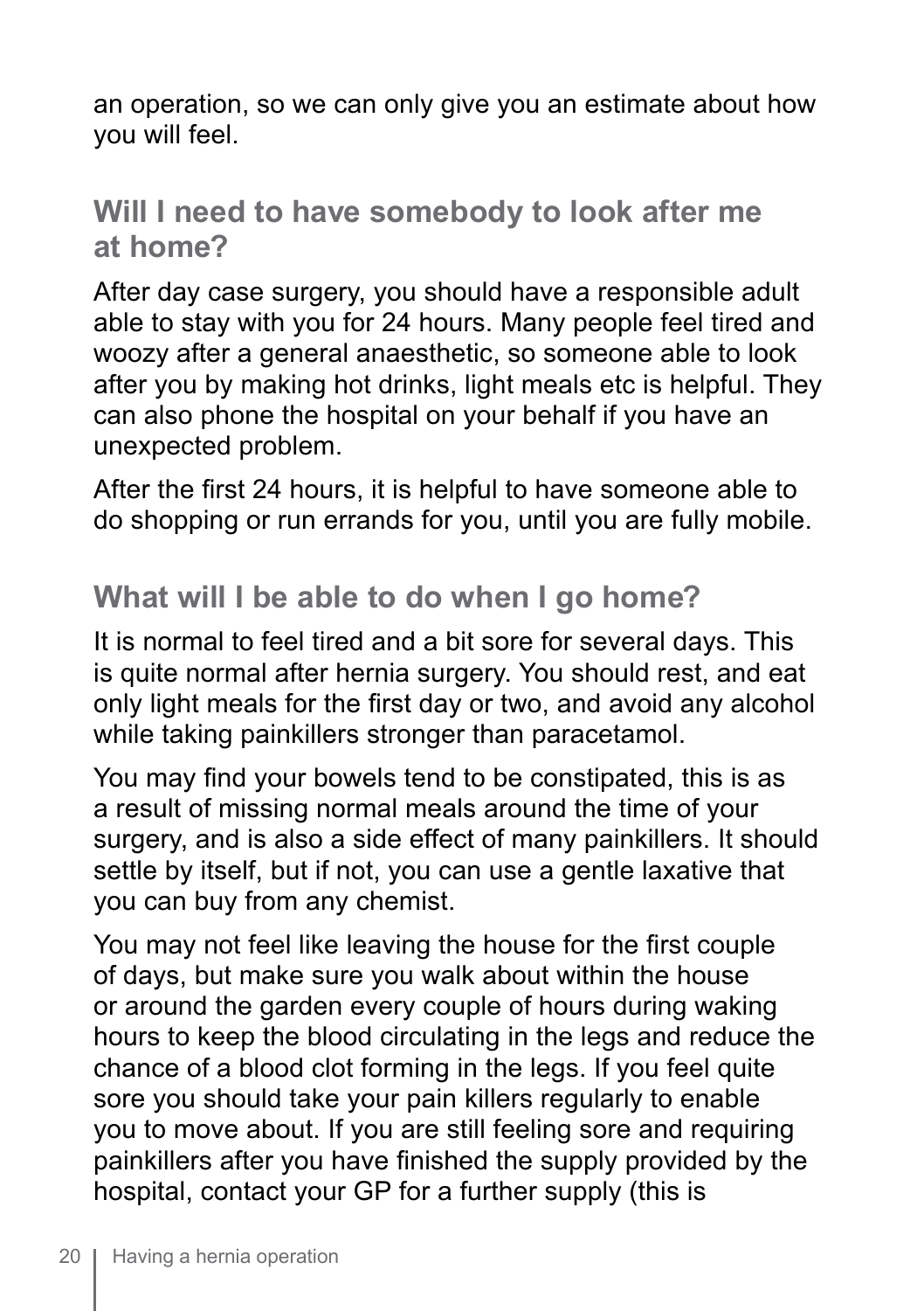an operation, so we can only give you an estimate about how you will feel.

## Will I need to have somebody to look after me at home?

After day case surgery, you should have a responsible adult able to stay with you for 24 hours. Many people feel tired and woozy after a general anaesthetic, so someone able to look after you by making hot drinks, light meals etc is helpful. They can also phone the hospital on your behalf if you have an unexpected problem.

After the first 24 hours, it is helpful to have someone able to do shopping or run errands for you, until you are fully mobile.

## What will I be able to do when I go home?

It is normal to feel tired and a bit sore for several days. This is quite normal after hernia surgery. You should rest, and eat only light meals for the first day or two, and avoid any alcohol while taking painkillers stronger than paracetamol.

You may find your bowels tend to be constipated, this is as a result of missing normal meals around the time of your surgery, and is also a side effect of many painkillers. It should settle by itself, but if not, you can use a gentle laxative that you can buy from any chemist.

You may not feel like leaving the house for the first couple of days, but make sure you walk about within the house or around the garden every couple of hours during waking hours to keep the blood circulating in the legs and reduce the chance of a blood clot forming in the legs. If you feel quite sore you should take your pain killers regularly to enable you to move about. If you are still feeling sore and requiring painkillers after you have finished the supply provided by the hospital, contact your GP for a further supply (this is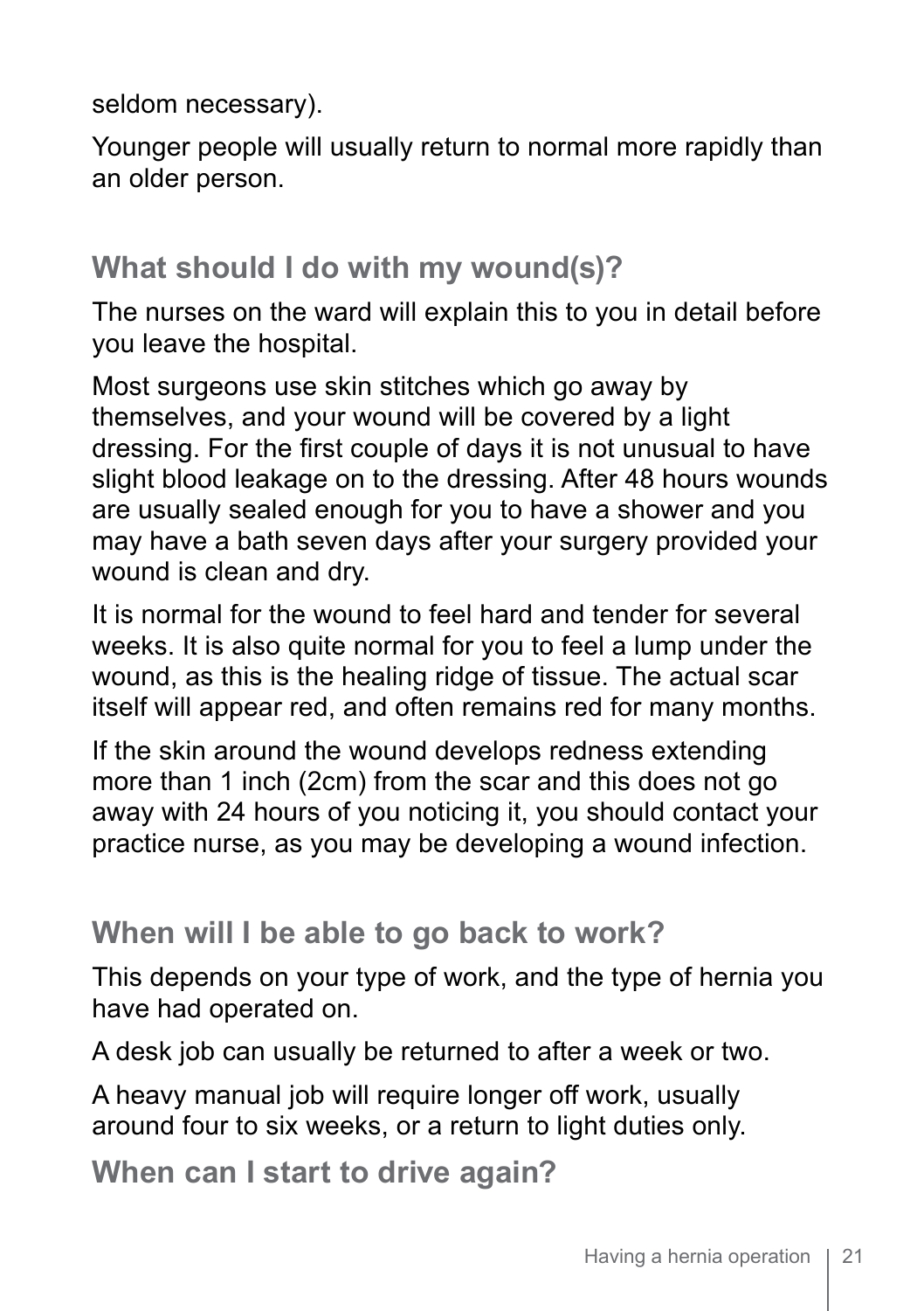seldom necessary).

Younger people will usually return to normal more rapidly than an older person.

## What should I do with my wound(s)?

The nurses on the ward will explain this to you in detail before you leave the hospital.

Most surgeons use skin stitches which go away by themselves, and your wound will be covered by a light dressing. For the first couple of days it is not unusual to have slight blood leakage on to the dressing. After 48 hours wounds are usually sealed enough for you to have a shower and you may have a bath seven days after your surgery provided your wound is clean and dry.

It is normal for the wound to feel hard and tender for several weeks. It is also quite normal for you to feel a lump under the wound, as this is the healing ridge of tissue. The actual scar itself will appear red, and often remains red for many months.

If the skin around the wound develops redness extending more than 1 inch (2cm) from the scar and this does not go away with 24 hours of you noticing it, you should contact your practice nurse, as you may be developing a wound infection.

## When will I be able to go back to work?

This depends on your type of work, and the type of hernia you have had operated on.

A desk job can usually be returned to after a week or two.

A heavy manual job will require longer off work, usually around four to six weeks, or a return to light duties only.

## When can I start to drive again?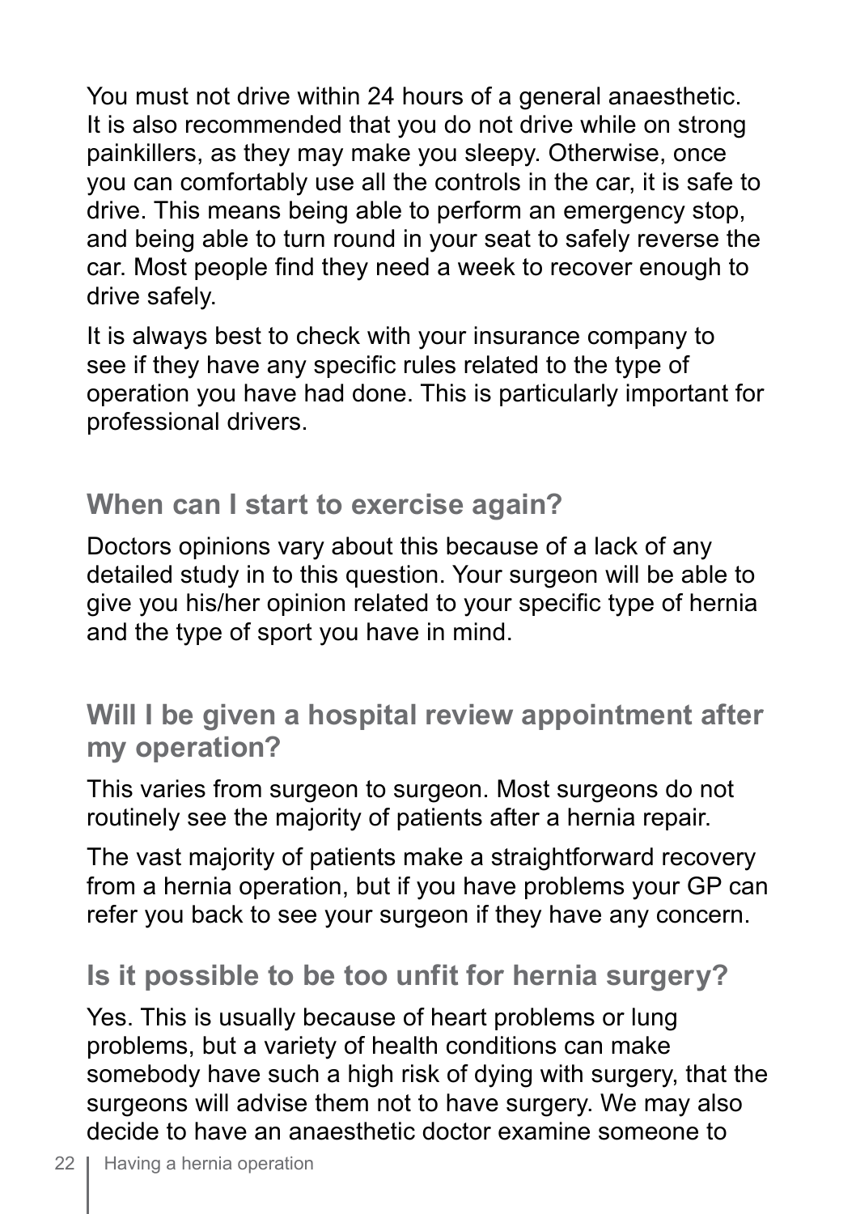You must not drive within 24 hours of a general anaesthetic. It is also recommended that you do not drive while on strong painkillers, as they may make you sleepy. Otherwise, once you can comfortably use all the controls in the car, it is safe to drive. This means being able to perform an emergency stop, and being able to turn round in your seat to safely reverse the car. Most people find they need a week to recover enough to drive safely.

It is always best to check with your insurance company to see if they have any specific rules related to the type of operation you have had done. This is particularly important for professional drivers.

## When can I start to exercise again?

Doctors opinions vary about this because of a lack of any detailed study in to this question. Your surgeon will be able to give you his/her opinion related to your specific type of hernia and the type of sport you have in mind.

## Will I be given a hospital review appointment after my operation?

This varies from surgeon to surgeon. Most surgeons do not routinely see the majority of patients after a hernia repair.

The vast majority of patients make a straightforward recovery from a hernia operation, but if you have problems your GP can refer you back to see your surgeon if they have any concern.

## Is it possible to be too unfit for hernia surgery?

Yes. This is usually because of heart problems or lung problems, but a variety of health conditions can make somebody have such a high risk of dying with surgery, that the surgeons will advise them not to have surgery. We may also decide to have an anaesthetic doctor examine someone to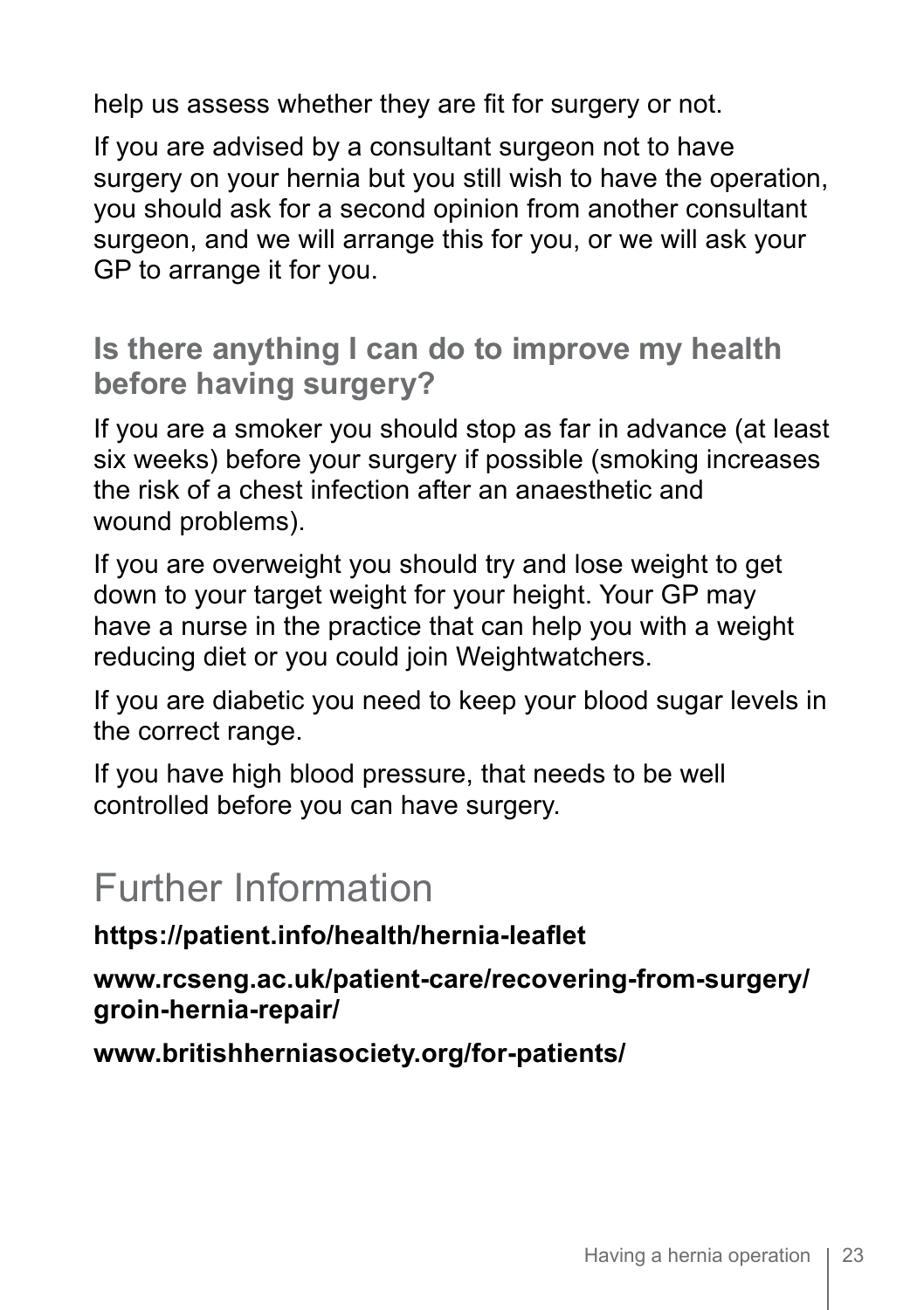help us assess whether they are fit for surgery or not.

If you are advised by a consultant surgeon not to have surgery on your hernia but you still wish to have the operation, you should ask for a second opinion from another consultant surgeon, and we will arrange this for you, or we will ask your GP to arrange it for you.

### Is there anything I can do to improve my health before having surgery?

If you are a smoker you should stop as far in advance (at least six weeks) before your surgery if possible (smoking increases the risk of a chest infection after an anaesthetic and wound problems).

If you are overweight you should try and lose weight to get down to your target weight for your height. Your GP may have a nurse in the practice that can help you with a weight reducing diet or you could join Weightwatchers.

If you are diabetic you need to keep your blood sugar levels in the correct range.

If you have high blood pressure, that needs to be well controlled before you can have surgery.

## Further Information

**https://patient.info/health/hernia-leaflet**

**www.rcseng.ac.uk/patient-care/recovering-from-surgery/groin-hernia-repair/**

**www.britishherniasociety.org/for-patients/**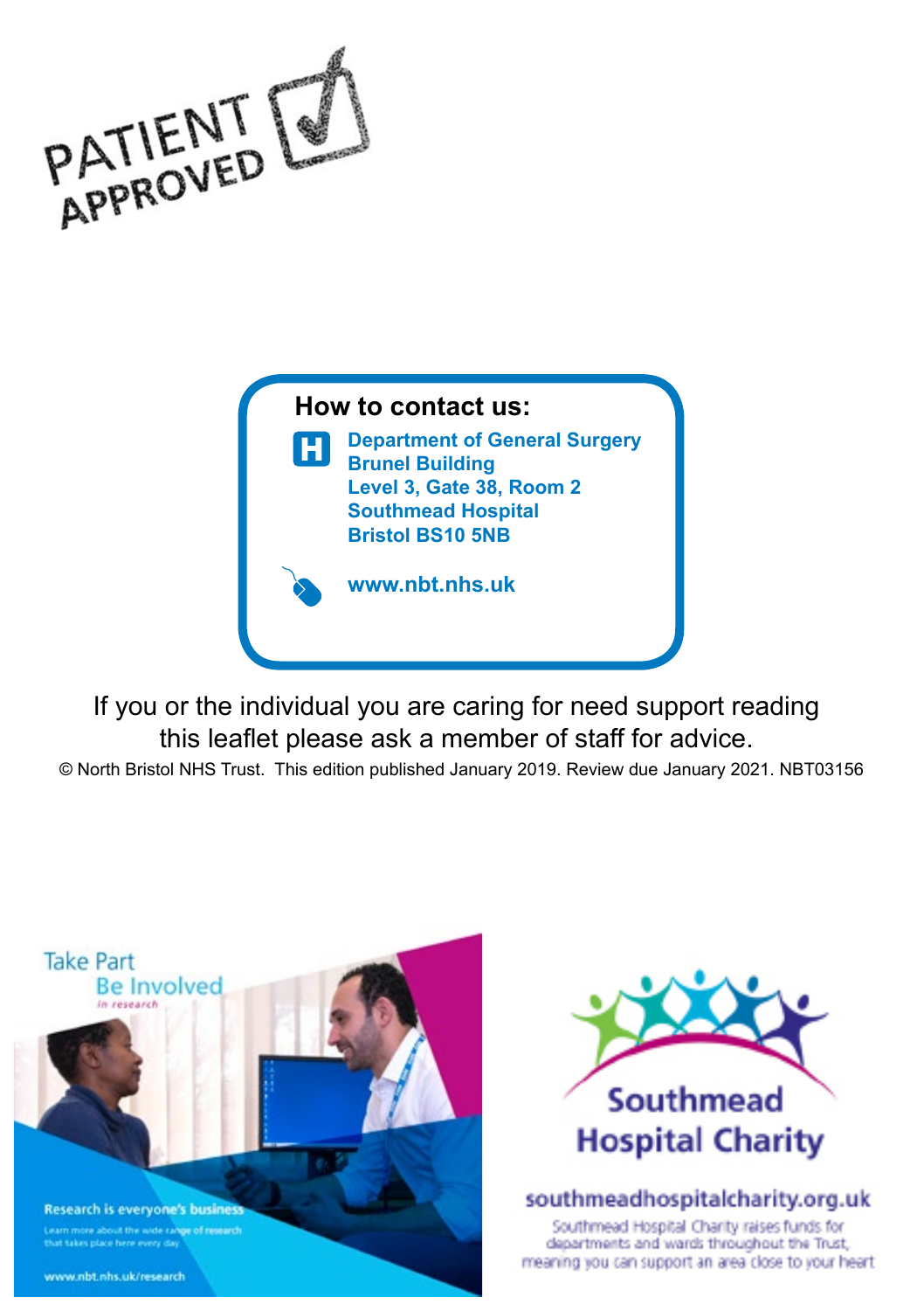PATIENT APPROVED

**How to contact us:**

**Department of General Surgery**
**Brunel Building**
**Level 3, Gate 38, Room 2**
**Southmead Hospital**
**Bristol BS10 5NB**

**www.nbt.nhs.uk**

If you or the individual you are caring for need support reading this leaflet please ask a member of staff for advice.

© North Bristol NHS Trust. This edition published January 2019. Review due January 2021. NBT03156

Take Part
Be Involved
in research

Research is everyone's business

Learn more about the wide range of research that takes place here every day

www.nbt.nhs.uk/research

Southmead Hospital Charity

southmeadhospitalcharity.org.uk

Southmead Hospital Charity raises funds for departments and wards throughout the Trust, meaning you can support an area close to your heart